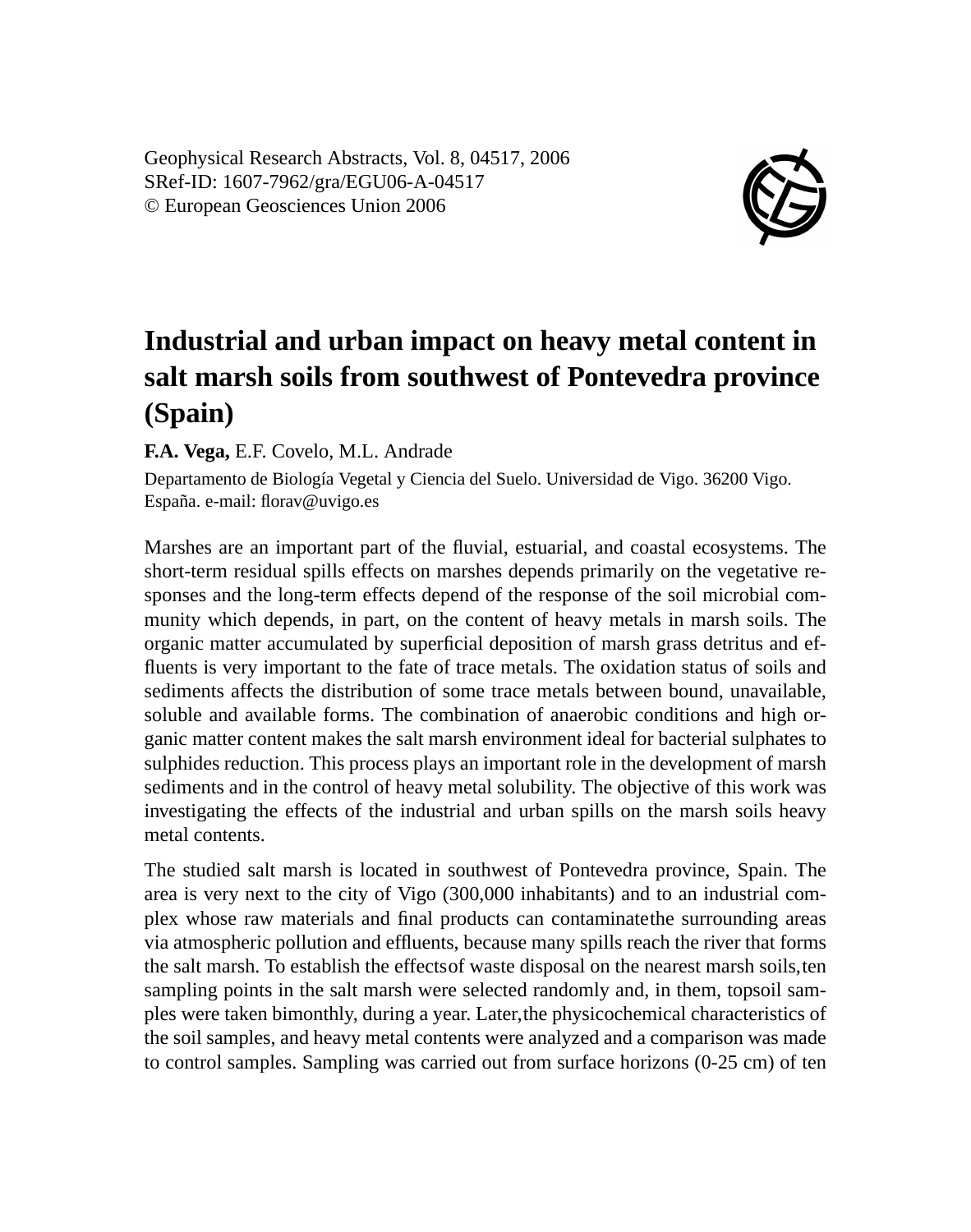Geophysical Research Abstracts, Vol. 8, 04517, 2006
SRef-ID: 1607-7962/gra/EGU06-A-04517
© European Geosciences Union 2006

# Industrial and urban impact on heavy metal content in salt marsh soils from southwest of Pontevedra province (Spain)

**F.A. Vega,** E.F. Covelo, M.L. Andrade

Departamento de Biología Vegetal y Ciencia del Suelo. Universidad de Vigo. 36200 Vigo. España. e-mail: florav@uvigo.es

Marshes are an important part of the fluvial, estuarial, and coastal ecosystems. The short-term residual spills effects on marshes depends primarily on the vegetative responses and the long-term effects depend of the response of the soil microbial community which depends, in part, on the content of heavy metals in marsh soils. The organic matter accumulated by superficial deposition of marsh grass detritus and effluents is very important to the fate of trace metals. The oxidation status of soils and sediments affects the distribution of some trace metals between bound, unavailable, soluble and available forms. The combination of anaerobic conditions and high organic matter content makes the salt marsh environment ideal for bacterial sulphates to sulphides reduction. This process plays an important role in the development of marsh sediments and in the control of heavy metal solubility. The objective of this work was investigating the effects of the industrial and urban spills on the marsh soils heavy metal contents.

The studied salt marsh is located in southwest of Pontevedra province, Spain. The area is very next to the city of Vigo (300,000 inhabitants) and to an industrial complex whose raw materials and final products can contaminatethe surrounding areas via atmospheric pollution and effluents, because many spills reach the river that forms the salt marsh. To establish the effectsof waste disposal on the nearest marsh soils,ten sampling points in the salt marsh were selected randomly and, in them, topsoil samples were taken bimonthly, during a year. Later,the physicochemical characteristics of the soil samples, and heavy metal contents were analyzed and a comparison was made to control samples. Sampling was carried out from surface horizons (0-25 cm) of ten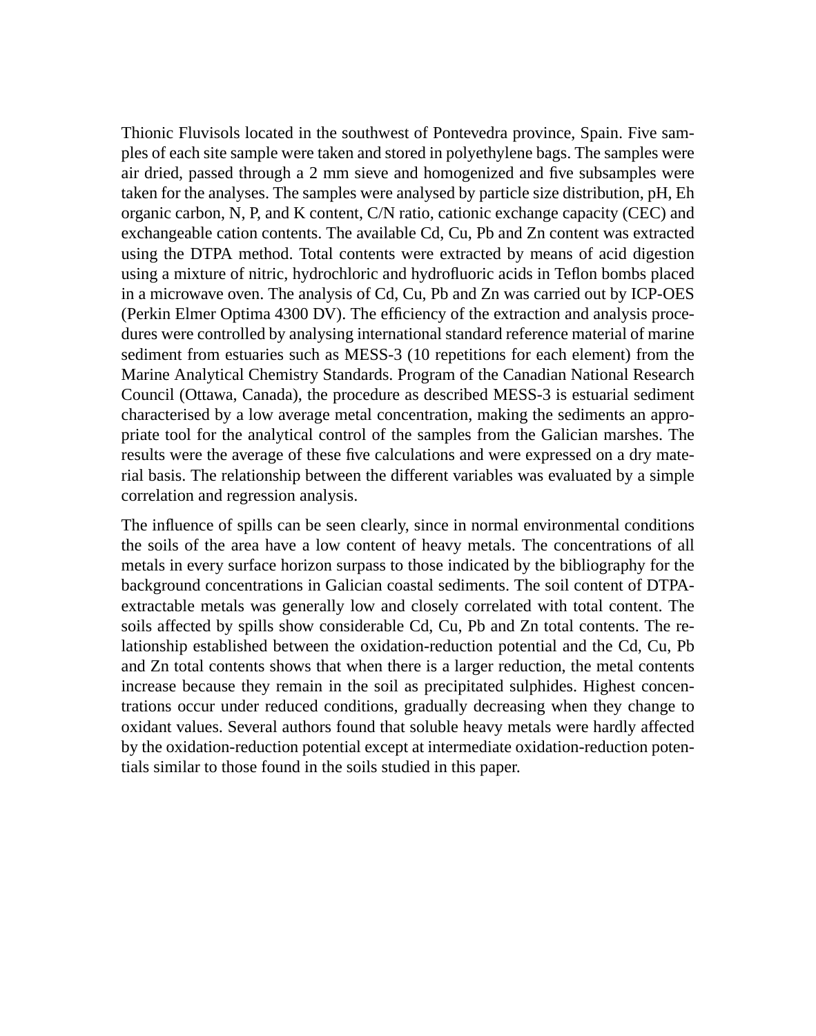Thionic Fluvisols located in the southwest of Pontevedra province, Spain. Five samples of each site sample were taken and stored in polyethylene bags. The samples were air dried, passed through a 2 mm sieve and homogenized and five subsamples were taken for the analyses. The samples were analysed by particle size distribution, pH, Eh organic carbon, N, P, and K content, C/N ratio, cationic exchange capacity (CEC) and exchangeable cation contents. The available Cd, Cu, Pb and Zn content was extracted using the DTPA method. Total contents were extracted by means of acid digestion using a mixture of nitric, hydrochloric and hydrofluoric acids in Teflon bombs placed in a microwave oven. The analysis of Cd, Cu, Pb and Zn was carried out by ICP-OES (Perkin Elmer Optima 4300 DV). The efficiency of the extraction and analysis procedures were controlled by analysing international standard reference material of marine sediment from estuaries such as MESS-3 (10 repetitions for each element) from the Marine Analytical Chemistry Standards. Program of the Canadian National Research Council (Ottawa, Canada), the procedure as described MESS-3 is estuarial sediment characterised by a low average metal concentration, making the sediments an appropriate tool for the analytical control of the samples from the Galician marshes. The results were the average of these five calculations and were expressed on a dry material basis. The relationship between the different variables was evaluated by a simple correlation and regression analysis.

The influence of spills can be seen clearly, since in normal environmental conditions the soils of the area have a low content of heavy metals. The concentrations of all metals in every surface horizon surpass to those indicated by the bibliography for the background concentrations in Galician coastal sediments. The soil content of DTPA-extractable metals was generally low and closely correlated with total content. The soils affected by spills show considerable Cd, Cu, Pb and Zn total contents. The relationship established between the oxidation-reduction potential and the Cd, Cu, Pb and Zn total contents shows that when there is a larger reduction, the metal contents increase because they remain in the soil as precipitated sulphides. Highest concentrations occur under reduced conditions, gradually decreasing when they change to oxidant values. Several authors found that soluble heavy metals were hardly affected by the oxidation-reduction potential except at intermediate oxidation-reduction potentials similar to those found in the soils studied in this paper.